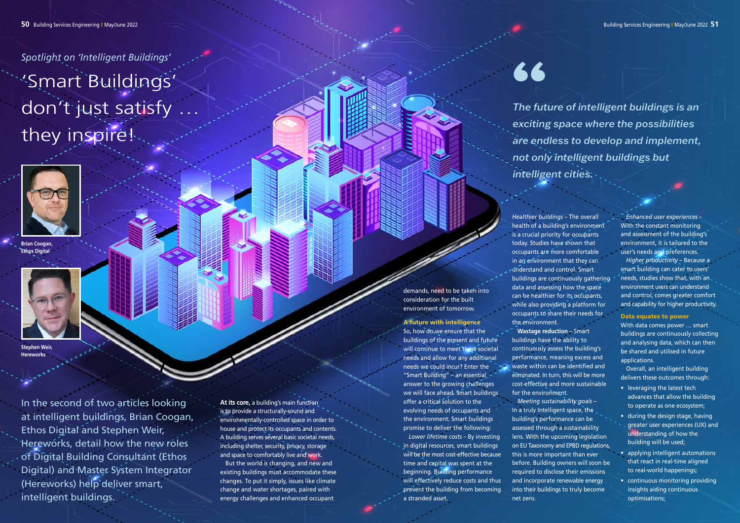*Spotlight on 'Intelligent Buildings'*

# 'Smart Buildings' don't just satisfy … they inspire!

**Brian Coogan, Ethos Digital**

**Stephen Weir, Hereworks**

In the second of two articles looking at intelligent buildings, Brian Coogan, Ethos Digital and Stephen Weir, Hereworks, detail how the new roles of Digital Building Consultant (Ethos Digital) and Master System Integrator (Hereworks) help deliver smart, intelligent buildings.

**At its core,** a building's main function is to provide a structurally-sound and environmentally-controlled space in order to house and protect its occupants and contents. A building serves several basic societal needs, including shelter, security, privacy, storage and space to comfortably live and work.

But the world is changing, and new and existing buildings must accommodate these changes. To put it simply, issues like climate change and water shortages, paired with energy challenges and enhanced occupant demands, need to be taken into consideration for the built environment of tomorrow.

## A future with intelligence

So, how do we ensure that the buildings of the present and future will continue to meet these societal needs and allow for any additional needs we could incur? Enter the "Smart Building" – an essential answer to the growing challenges we will face ahead. Smart buildings offer a critical solution to the evolving needs of occupants and the environment. Smart buildings promise to deliver the following:

*Lower lifetime costs* – By investing in digital resources, smart buildings will be the most cost-effective because time and capital was spent at the beginning. Building performance will effectively reduce costs and thus prevent the building from becoming a stranded asset.

> *The future of intelligent buildings is an exciting space where the possibilities are endless to develop and implement, not only intelligent buildings but intelligent cities.*

*Healthier buildings* – The overall health of a building's environment is a crucial priority for occupants today. Studies have shown that occupants are more comfortable in an environment that they can understand and control. Smart buildings are continuously gathering data and assessing how the space can be healthier for its occupants, while also providing a platform for occupants to share their needs for the environment.

**Wastage reduction** – Smart buildings have the ability to continuously assess the building's performance, meaning excess and waste within can be identified and eliminated. In turn, this will be more cost-effective and more sustainable for the environment.

*Meeting sustainability goals* – In a truly Intelligent space, the building's performance can be assessed through a sustainability lens. With the upcoming legislation on EU Taxonomy and EPBD regulations, this is more important than ever before. Building owners will soon be required to disclose their emissions and incorporate renewable energy into their buildings to truly become net zero.

*Enhanced user experiences* – With the constant monitoring and assessment of the building's environment, it is tailored to the user's needs and preferences.

*Higher productivity* – Because a smart building can cater to users' needs, studies show that, with an environment users can understand and control, comes greater comfort and capability for higher productivity.

## Data equates to power

With data comes power … smart buildings are continuously collecting and analysing data, which can then be shared and utilised in future applications.

Overall, an intelligent building delivers these outcomes through:

- leveraging the latest tech advances that allow the building to operate as one ecosystem;
- during the design stage, having greater user experiences (UX) and understanding of how the building will be used;
- applying intelligent automations that react in real-time aligned to real-world happenings;
- continuous monitoring providing insights aiding continuous optimisations;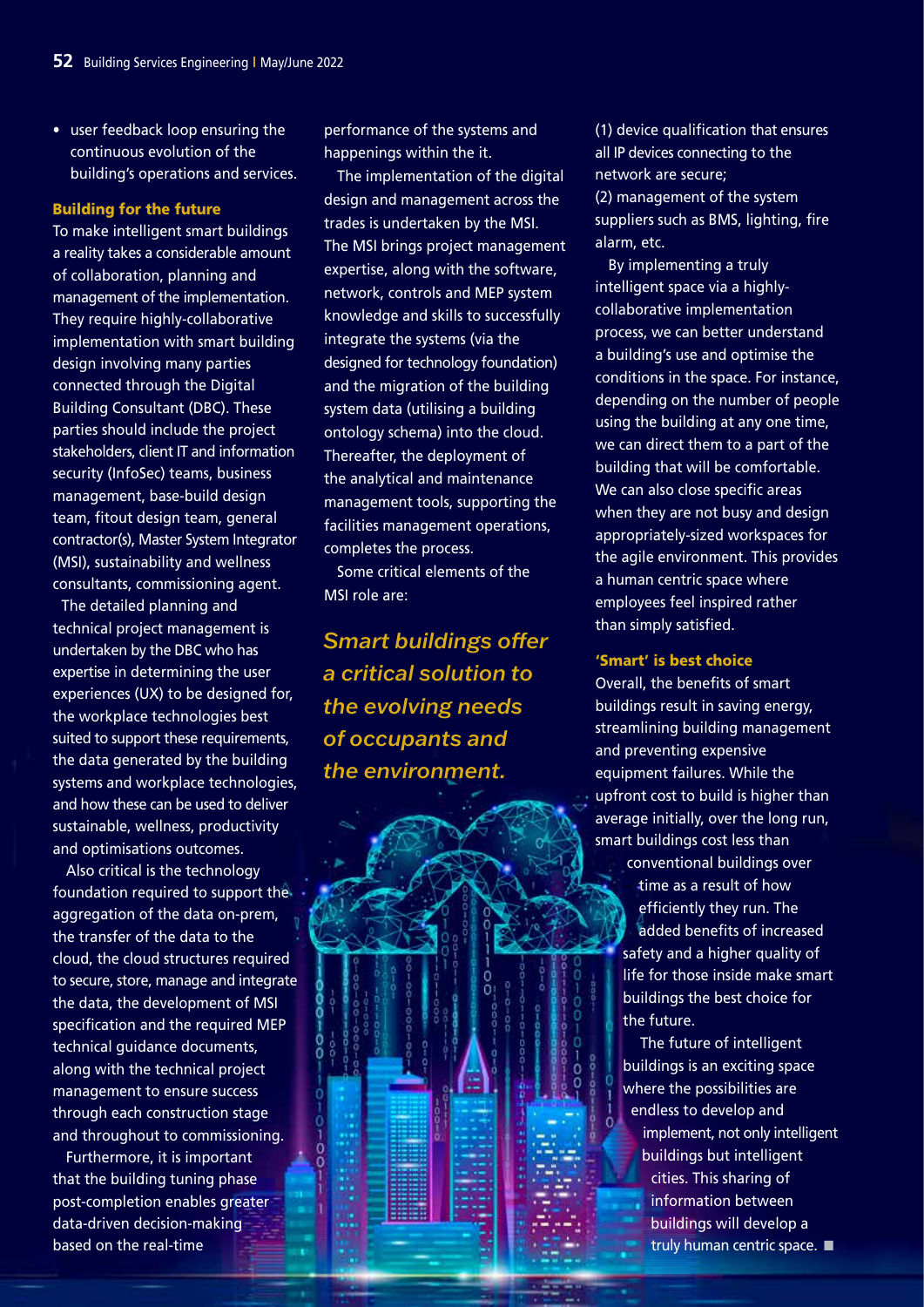- user feedback loop ensuring the continuous evolution of the building's operations and services.

## Building for the future

To make intelligent smart buildings a reality takes a considerable amount of collaboration, planning and management of the implementation. They require highly-collaborative implementation with smart building design involving many parties connected through the Digital Building Consultant (DBC). These parties should include the project stakeholders, client IT and information security (InfoSec) teams, business management, base-build design team, fitout design team, general contractor(s), Master System Integrator (MSI), sustainability and wellness consultants, commissioning agent.

The detailed planning and technical project management is undertaken by the DBC who has expertise in determining the user experiences (UX) to be designed for, the workplace technologies best suited to support these requirements, the data generated by the building systems and workplace technologies, and how these can be used to deliver sustainable, wellness, productivity and optimisations outcomes.

Also critical is the technology foundation required to support the aggregation of the data on-prem, the transfer of the data to the cloud, the cloud structures required to secure, store, manage and integrate the data, the development of MSI specification and the required MEP technical guidance documents, along with the technical project management to ensure success through each construction stage and throughout to commissioning.

Furthermore, it is important that the building tuning phase post-completion enables greater data-driven decision-making based on the real-time performance of the systems and happenings within the it.

The implementation of the digital design and management across the trades is undertaken by the MSI. The MSI brings project management expertise, along with the software, network, controls and MEP system knowledge and skills to successfully integrate the systems (via the designed for technology foundation) and the migration of the building system data (utilising a building ontology schema) into the cloud. Thereafter, the deployment of the analytical and maintenance management tools, supporting the facilities management operations, completes the process.

Some critical elements of the MSI role are:

*Smart buildings offer a critical solution to the evolving needs of occupants and the environment.*

(1) device qualification that ensures all IP devices connecting to the network are secure;
(2) management of the system suppliers such as BMS, lighting, fire alarm, etc.

By implementing a truly intelligent space via a highly-collaborative implementation process, we can better understand a building's use and optimise the conditions in the space. For instance, depending on the number of people using the building at any one time, we can direct them to a part of the building that will be comfortable. We can also close specific areas when they are not busy and design appropriately-sized workspaces for the agile environment. This provides a human centric space where employees feel inspired rather than simply satisfied.

## 'Smart' is best choice

Overall, the benefits of smart buildings result in saving energy, streamlining building management and preventing expensive equipment failures. While the upfront cost to build is higher than average initially, over the long run, smart buildings cost less than conventional buildings over time as a result of how efficiently they run. The added benefits of increased safety and a higher quality of life for those inside make smart buildings the best choice for the future.

The future of intelligent buildings is an exciting space where the possibilities are endless to develop and implement, not only intelligent buildings but intelligent cities. This sharing of information between buildings will develop a truly human centric space. ■